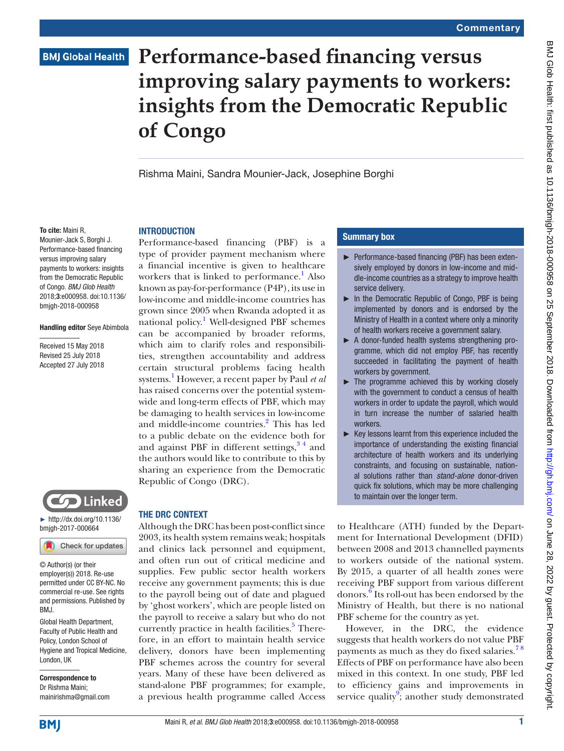# Performance-based financing versus improving salary payments to workers: insights from the Democratic Republic of Congo

Rishma Maini, Sandra Mounier-Jack, Josephine Borghi

**To cite:** Maini R, Mounier-Jack S, Borghi J. Performance-based financing versus improving salary payments to workers: insights from the Democratic Republic of Congo. *BMJ Glob Health* 2018;**3**:e000958. doi:10.1136/bmjgh-2018-000958

**Handling editor** Seye Abimbola

Received 15 May 2018
Revised 25 July 2018
Accepted 27 July 2018

► http://dx.doi.org/10.1136/bmjgh-2017-000664

© Author(s) (or their employer(s)) 2018. Re-use permitted under CC BY-NC. No commercial re-use. See rights and permissions. Published by BMJ.

Global Health Department, Faculty of Public Health and Policy, London School of Hygiene and Tropical Medicine, London, UK

**Correspondence to**
Dr Rishma Maini;
mainirishma@gmail.com

## Summary box

- Performance-based financing (PBF) has been extensively employed by donors in low-income and middle-income countries as a strategy to improve health service delivery.
- In the Democratic Republic of Congo, PBF is being implemented by donors and is endorsed by the Ministry of Health in a context where only a minority of health workers receive a government salary.
- A donor-funded health systems strengthening programme, which did not employ PBF, has recently succeeded in facilitating the payment of health workers by government.
- The programme achieved this by working closely with the government to conduct a census of health workers in order to update the payroll, which would in turn increase the number of salaried health workers.
- Key lessons learnt from this experience included the importance of understanding the existing financial architecture of health workers and its underlying constraints, and focusing on sustainable, national solutions rather than *stand-alone* donor-driven quick fix solutions, which may be more challenging to maintain over the longer term.

## INTRODUCTION

Performance-based financing (PBF) is a type of provider payment mechanism where a financial incentive is given to healthcare workers that is linked to performance.[1] Also known as pay-for-performance (P4P), its use in low-income and middle-income countries has grown since 2005 when Rwanda adopted it as national policy.[1] Well-designed PBF schemes can be accompanied by broader reforms, which aim to clarify roles and responsibilities, strengthen accountability and address certain structural problems facing health systems.[1] However, a recent paper by Paul *et al* has raised concerns over the potential system-wide and long-term effects of PBF, which may be damaging to health services in low-income and middle-income countries.[2] This has led to a public debate on the evidence both for and against PBF in different settings,[3 4] and the authors would like to contribute to this by sharing an experience from the Democratic Republic of Congo (DRC).

## THE DRC CONTEXT

Although the DRC has been post-conflict since 2003, its health system remains weak; hospitals and clinics lack personnel and equipment, and often run out of critical medicine and supplies. Few public sector health workers receive any government payments; this is due to the payroll being out of date and plagued by 'ghost workers', which are people listed on the payroll to receive a salary but who do not currently practice in health facilities.[5] Therefore, in an effort to maintain health service delivery, donors have been implementing PBF schemes across the country for several years. Many of these have been delivered as stand-alone PBF programmes; for example, a previous health programme called Access to Healthcare (ATH) funded by the Department for International Development (DFID) between 2008 and 2013 channelled payments to workers outside of the national system. By 2015, a quarter of all health zones were receiving PBF support from various different donors.[6] Its roll-out has been endorsed by the Ministry of Health, but there is no national PBF scheme for the country as yet.

However, in the DRC, the evidence suggests that health workers do not value PBF payments as much as they do fixed salaries.[7 8] Effects of PBF on performance have also been mixed in this context. In one study, PBF led to efficiency gains and improvements in service quality[9]; another study demonstrated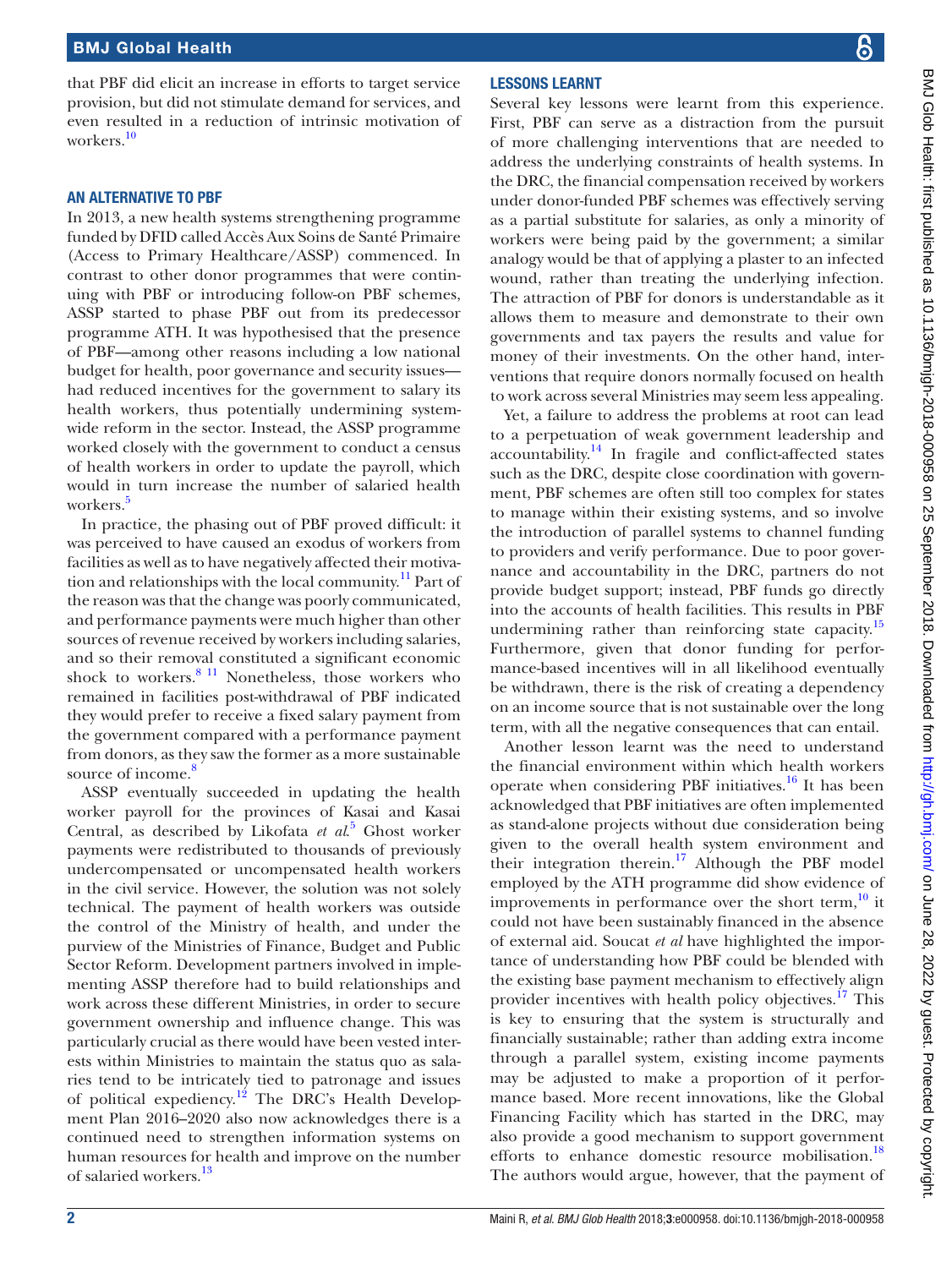that PBF did elicit an increase in efforts to target service provision, but did not stimulate demand for services, and even resulted in a reduction of intrinsic motivation of workers.[10]

## An alternative to PBF

In 2013, a new health systems strengthening programme funded by DFID called Accès Aux Soins de Santé Primaire (Access to Primary Healthcare/ASSP) commenced. In contrast to other donor programmes that were continuing with PBF or introducing follow-on PBF schemes, ASSP started to phase PBF out from its predecessor programme ATH. It was hypothesised that the presence of PBF—among other reasons including a low national budget for health, poor governance and security issues—had reduced incentives for the government to salary its health workers, thus potentially undermining system-wide reform in the sector. Instead, the ASSP programme worked closely with the government to conduct a census of health workers in order to update the payroll, which would in turn increase the number of salaried health workers.[5]

In practice, the phasing out of PBF proved difficult: it was perceived to have caused an exodus of workers from facilities as well as to have negatively affected their motivation and relationships with the local community.[11] Part of the reason was that the change was poorly communicated, and performance payments were much higher than other sources of revenue received by workers including salaries, and so their removal constituted a significant economic shock to workers.[8,11] Nonetheless, those workers who remained in facilities post-withdrawal of PBF indicated they would prefer to receive a fixed salary payment from the government compared with a performance payment from donors, as they saw the former as a more sustainable source of income.[8]

ASSP eventually succeeded in updating the health worker payroll for the provinces of Kasai and Kasai Central, as described by Likofata *et al*.[5] Ghost worker payments were redistributed to thousands of previously undercompensated or uncompensated health workers in the civil service. However, the solution was not solely technical. The payment of health workers was outside the control of the Ministry of health, and under the purview of the Ministries of Finance, Budget and Public Sector Reform. Development partners involved in implementing ASSP therefore had to build relationships and work across these different Ministries, in order to secure government ownership and influence change. This was particularly crucial as there would have been vested interests within Ministries to maintain the status quo as salaries tend to be intricately tied to patronage and issues of political expediency.[12] The DRC's Health Development Plan 2016–2020 also now acknowledges there is a continued need to strengthen information systems on human resources for health and improve on the number of salaried workers.[13]

## Lessons learnt

Several key lessons were learnt from this experience. First, PBF can serve as a distraction from the pursuit of more challenging interventions that are needed to address the underlying constraints of health systems. In the DRC, the financial compensation received by workers under donor-funded PBF schemes was effectively serving as a partial substitute for salaries, as only a minority of workers were being paid by the government; a similar analogy would be that of applying a plaster to an infected wound, rather than treating the underlying infection. The attraction of PBF for donors is understandable as it allows them to measure and demonstrate to their own governments and tax payers the results and value for money of their investments. On the other hand, interventions that require donors normally focused on health to work across several Ministries may seem less appealing.

Yet, a failure to address the problems at root can lead to a perpetuation of weak government leadership and accountability.[14] In fragile and conflict-affected states such as the DRC, despite close coordination with government, PBF schemes are often still too complex for states to manage within their existing systems, and so involve the introduction of parallel systems to channel funding to providers and verify performance. Due to poor governance and accountability in the DRC, partners do not provide budget support; instead, PBF funds go directly into the accounts of health facilities. This results in PBF undermining rather than reinforcing state capacity.[15] Furthermore, given that donor funding for performance-based incentives will in all likelihood eventually be withdrawn, there is the risk of creating a dependency on an income source that is not sustainable over the long term, with all the negative consequences that can entail.

Another lesson learnt was the need to understand the financial environment within which health workers operate when considering PBF initiatives.[16] It has been acknowledged that PBF initiatives are often implemented as stand-alone projects without due consideration being given to the overall health system environment and their integration therein.[17] Although the PBF model employed by the ATH programme did show evidence of improvements in performance over the short term,[10] it could not have been sustainably financed in the absence of external aid. Soucat *et al* have highlighted the importance of understanding how PBF could be blended with the existing base payment mechanism to effectively align provider incentives with health policy objectives.[17] This is key to ensuring that the system is structurally and financially sustainable; rather than adding extra income through a parallel system, existing income payments may be adjusted to make a proportion of it performance based. More recent innovations, like the Global Financing Facility which has started in the DRC, may also provide a good mechanism to support government efforts to enhance domestic resource mobilisation.[18] The authors would argue, however, that the payment of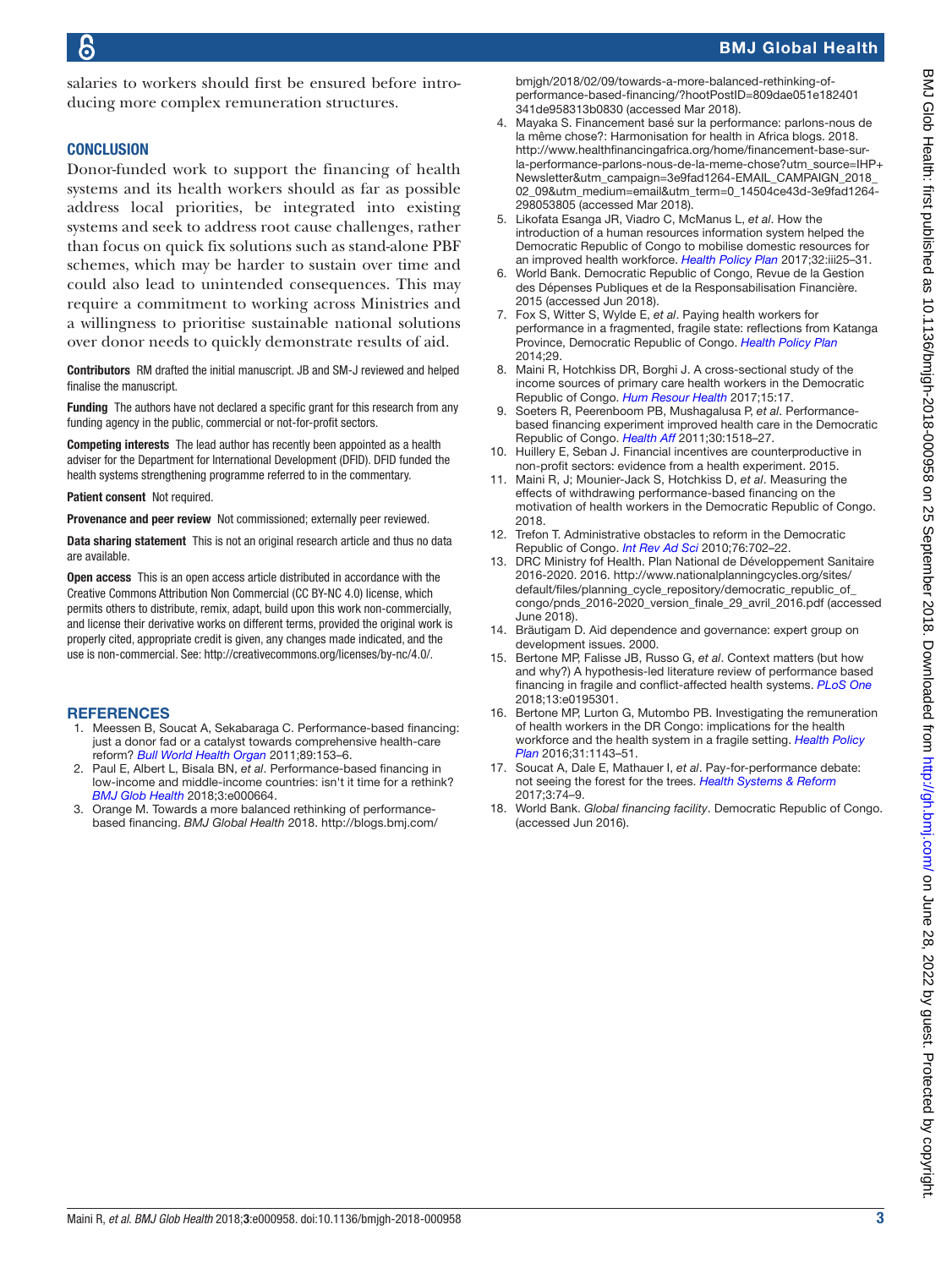salaries to workers should first be ensured before introducing more complex remuneration structures.

## CONCLUSION

Donor-funded work to support the financing of health systems and its health workers should as far as possible address local priorities, be integrated into existing systems and seek to address root cause challenges, rather than focus on quick fix solutions such as stand-alone PBF schemes, which may be harder to sustain over time and could also lead to unintended consequences. This may require a commitment to working across Ministries and a willingness to prioritise sustainable national solutions over donor needs to quickly demonstrate results of aid.

**Contributors** RM drafted the initial manuscript. JB and SM-J reviewed and helped finalise the manuscript.

**Funding** The authors have not declared a specific grant for this research from any funding agency in the public, commercial or not-for-profit sectors.

**Competing interests** The lead author has recently been appointed as a health adviser for the Department for International Development (DFID). DFID funded the health systems strengthening programme referred to in the commentary.

**Patient consent** Not required.

**Provenance and peer review** Not commissioned; externally peer reviewed.

**Data sharing statement** This is not an original research article and thus no data are available.

**Open access** This is an open access article distributed in accordance with the Creative Commons Attribution Non Commercial (CC BY-NC 4.0) license, which permits others to distribute, remix, adapt, build upon this work non-commercially, and license their derivative works on different terms, provided the original work is properly cited, appropriate credit is given, any changes made indicated, and the use is non-commercial. See: http://creativecommons.org/licenses/by-nc/4.0/.

## REFERENCES

1. Meessen B, Soucat A, Sekabaraga C. Performance-based financing: just a donor fad or a catalyst towards comprehensive health-care reform? *Bull World Health Organ* 2011;89:153–6.
2. Paul E, Albert L, Bisala BN, *et al*. Performance-based financing in low-income and middle-income countries: isn't it time for a rethink? *BMJ Glob Health* 2018;3:e000664.
3. Orange M. Towards a more balanced rethinking of performance-based financing. *BMJ Global Health* 2018. http://blogs.bmj.com/bmjgh/2018/02/09/towards-a-more-balanced-rethinking-of-performance-based-financing/?hootPostID=809dae051e182401341de958313b0830 (accessed Mar 2018).
4. Mayaka S. Financement basé sur la performance: parlons-nous de la même chose?: Harmonisation for health in Africa blogs. 2018. http://www.healthfinancingafrica.org/home/financement-base-sur-la-performance-parlons-nous-de-la-meme-chose?utm_source=IHP+Newsletter&utm_campaign=3e9fad1264-EMAIL_CAMPAIGN_2018_02_09&utm_medium=email&utm_term=0_14504ce43d-3e9fad1264-298053805 (accessed Mar 2018).
5. Likofata Esanga JR, Viadro C, McManus L, *et al*. How the introduction of a human resources information system helped the Democratic Republic of Congo to mobilise domestic resources for an improved health workforce. *Health Policy Plan* 2017;32:iii25–31.
6. World Bank. Democratic Republic of Congo, Revue de la Gestion des Dépenses Publiques et de la Responsabilisation Financière. 2015 (accessed Jun 2018).
7. Fox S, Witter S, Wylde E, *et al*. Paying health workers for performance in a fragmented, fragile state: reflections from Katanga Province, Democratic Republic of Congo. *Health Policy Plan* 2014;29.
8. Maini R, Hotchkiss DR, Borghi J. A cross-sectional study of the income sources of primary care health workers in the Democratic Republic of Congo. *Hum Resour Health* 2017;15:17.
9. Soeters R, Peerenboom PB, Mushagalusa P, *et al*. Performance-based financing experiment improved health care in the Democratic Republic of Congo. *Health Aff* 2011;30:1518–27.
10. Huillery E, Seban J. Financial incentives are counterproductive in non-profit sectors: evidence from a health experiment. 2015.
11. Maini R, J; Mounier-Jack S, Hotchkiss D, *et al*. Measuring the effects of withdrawing performance-based financing on the motivation of health workers in the Democratic Republic of Congo. 2018.
12. Trefon T. Administrative obstacles to reform in the Democratic Republic of Congo. *Int Rev Ad Sci* 2010;76:702–22.
13. DRC Ministry fof Health. Plan National de Développement Sanitaire 2016-2020. 2016. http://www.nationalplanningcycles.org/sites/default/files/planning_cycle_repository/democratic_republic_of_congo/pnds_2016-2020_version_finale_29_avril_2016.pdf (accessed June 2018).
14. Bräutigam D. Aid dependence and governance: expert group on development issues. 2000.
15. Bertone MP, Falisse JB, Russo G, *et al*. Context matters (but how and why?) A hypothesis-led literature review of performance based financing in fragile and conflict-affected health systems. *PLoS One* 2018;13:e0195301.
16. Bertone MP, Lurton G, Mutombo PB. Investigating the remuneration of health workers in the DR Congo: implications for the health workforce and the health system in a fragile setting. *Health Policy Plan* 2016;31:1143–51.
17. Soucat A, Dale E, Mathauer I, *et al*. Pay-for-performance debate: not seeing the forest for the trees. *Health Systems & Reform* 2017;3:74–9.
18. World Bank. *Global financing facility*. Democratic Republic of Congo. (accessed Jun 2016).